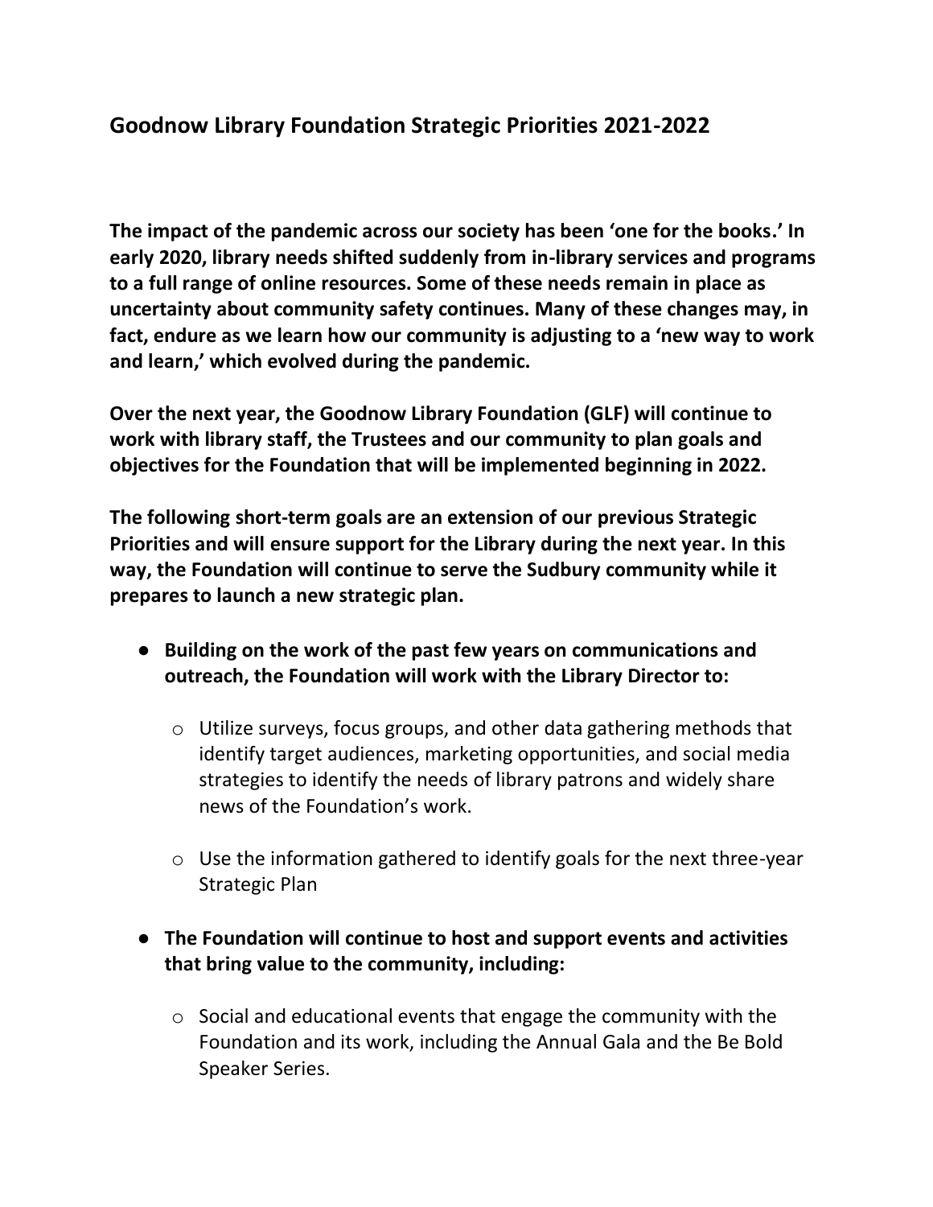## Goodnow Library Foundation Strategic Priorities 2021-2022

**The impact of the pandemic across our society has been 'one for the books.' In early 2020, library needs shifted suddenly from in-library services and programs to a full range of online resources. Some of these needs remain in place as uncertainty about community safety continues. Many of these changes may, in fact, endure as we learn how our community is adjusting to a 'new way to work and learn,' which evolved during the pandemic.**

**Over the next year, the Goodnow Library Foundation (GLF) will continue to work with library staff, the Trustees and our community to plan goals and objectives for the Foundation that will be implemented beginning in 2022.**

**The following short-term goals are an extension of our previous Strategic Priorities and will ensure support for the Library during the next year. In this way, the Foundation will continue to serve the Sudbury community while it prepares to launch a new strategic plan.**

- **Building on the work of the past few years on communications and outreach, the Foundation will work with the Library Director to:**
  - Utilize surveys, focus groups, and other data gathering methods that identify target audiences, marketing opportunities, and social media strategies to identify the needs of library patrons and widely share news of the Foundation's work.
  - Use the information gathered to identify goals for the next three-year Strategic Plan
- **The Foundation will continue to host and support events and activities that bring value to the community, including:**
  - Social and educational events that engage the community with the Foundation and its work, including the Annual Gala and the Be Bold Speaker Series.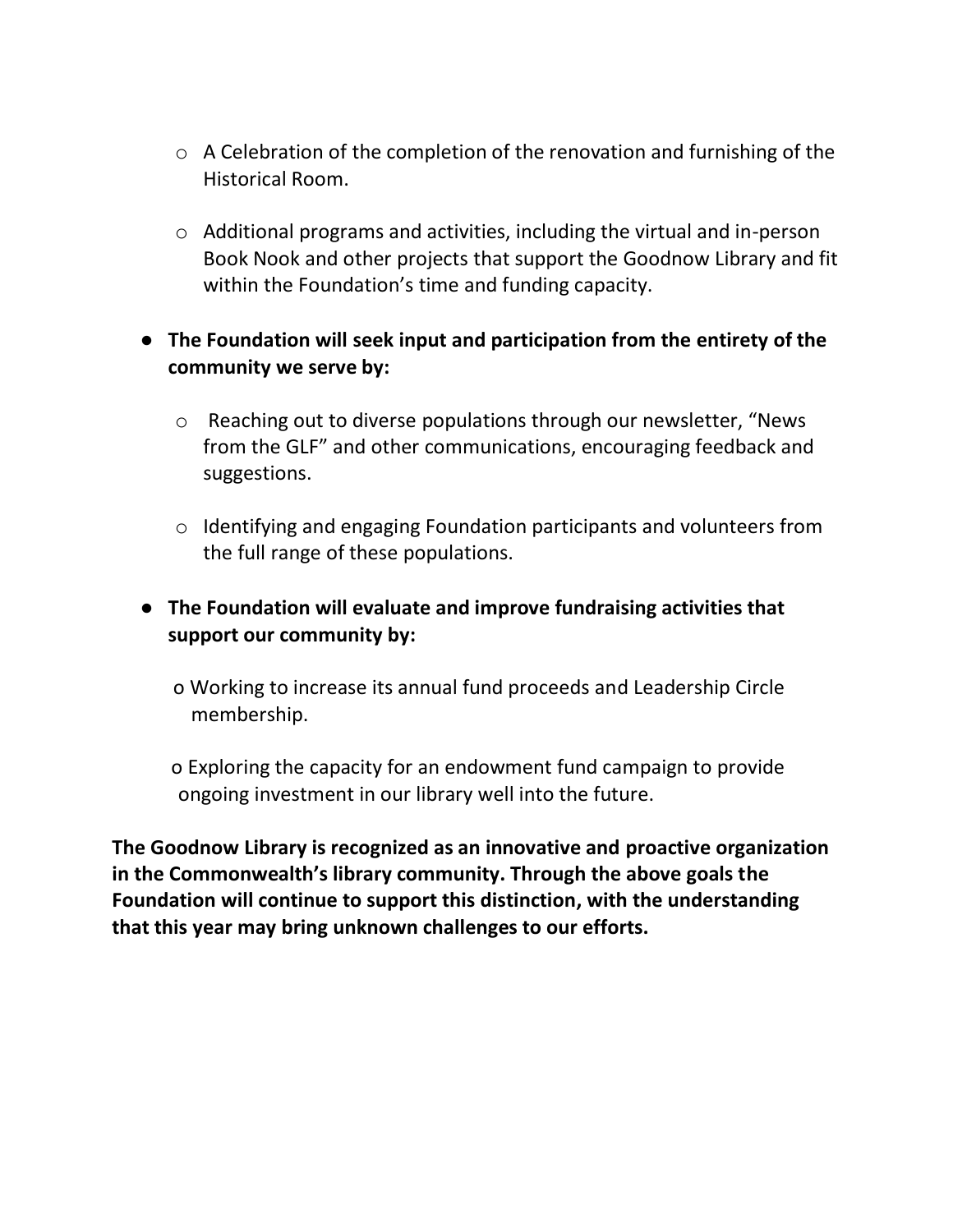- A Celebration of the completion of the renovation and furnishing of the Historical Room.
- Additional programs and activities, including the virtual and in-person Book Nook and other projects that support the Goodnow Library and fit within the Foundation's time and funding capacity.

- **The Foundation will seek input and participation from the entirety of the community we serve by:**
  - Reaching out to diverse populations through our newsletter, "News from the GLF" and other communications, encouraging feedback and suggestions.
  - Identifying and engaging Foundation participants and volunteers from the full range of these populations.

- **The Foundation will evaluate and improve fundraising activities that support our community by:**
  - Working to increase its annual fund proceeds and Leadership Circle membership.
  - Exploring the capacity for an endowment fund campaign to provide ongoing investment in our library well into the future.

**The Goodnow Library is recognized as an innovative and proactive organization in the Commonwealth's library community. Through the above goals the Foundation will continue to support this distinction, with the understanding that this year may bring unknown challenges to our efforts.**